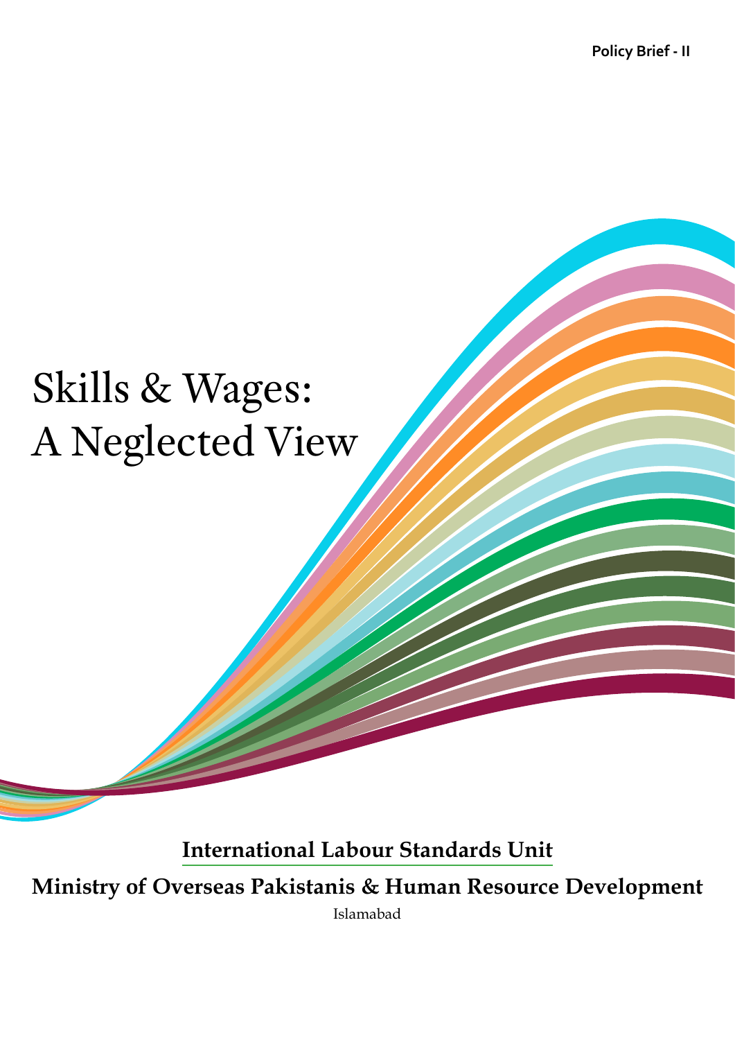Policy Brief - II

# Skills & Wages: A Neglected View

**International Labour Standards Unit**

**Ministry of Overseas Pakistanis & Human Resource Development**

Islamabad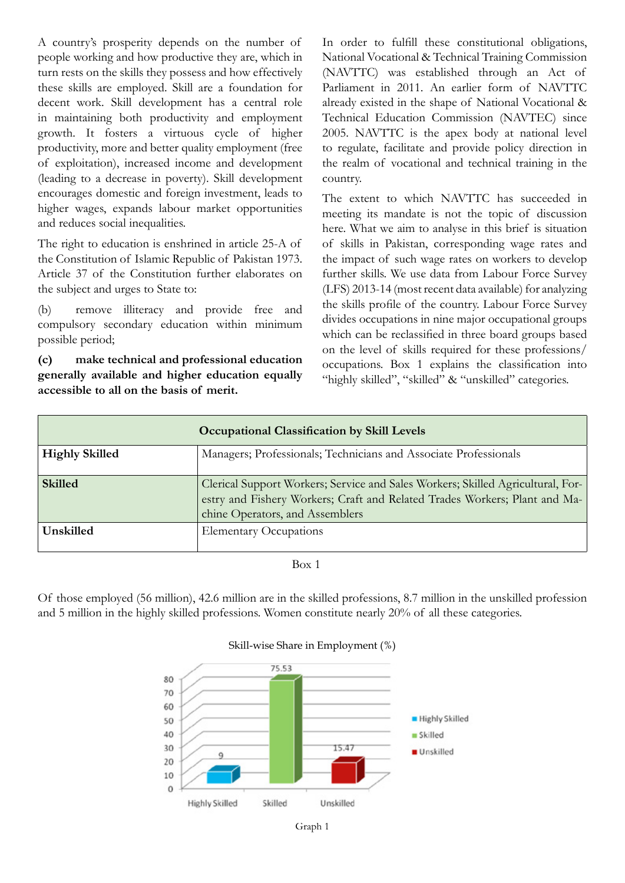A country's prosperity depends on the number of people working and how productive they are, which in turn rests on the skills they possess and how effectively these skills are employed. Skill are a foundation for decent work. Skill development has a central role in maintaining both productivity and employment growth. It fosters a virtuous cycle of higher productivity, more and better quality employment (free of exploitation), increased income and development (leading to a decrease in poverty). Skill development encourages domestic and foreign investment, leads to higher wages, expands labour market opportunities and reduces social inequalities.

The right to education is enshrined in article 25-A of the Constitution of Islamic Republic of Pakistan 1973. Article 37 of the Constitution further elaborates on the subject and urges to State to:

(b) remove illiteracy and provide free and compulsory secondary education within minimum possible period;

**(c) make technical and professional education generally available and higher education equally accessible to all on the basis of merit.**

In order to fulfill these constitutional obligations, National Vocational & Technical Training Commission (NAVTTC) was established through an Act of Parliament in 2011. An earlier form of NAVTTC already existed in the shape of National Vocational & Technical Education Commission (NAVTEC) since 2005. NAVTTC is the apex body at national level to regulate, facilitate and provide policy direction in the realm of vocational and technical training in the country.

The extent to which NAVTTC has succeeded in meeting its mandate is not the topic of discussion here. What we aim to analyse in this brief is situation of skills in Pakistan, corresponding wage rates and the impact of such wage rates on workers to develop further skills. We use data from Labour Force Survey (LFS) 2013-14 (most recent data available) for analyzing the skills profile of the country. Labour Force Survey divides occupations in nine major occupational groups which can be reclassified in three board groups based on the level of skills required for these professions/ occupations. Box 1 explains the classification into "highly skilled", "skilled" & "unskilled" categories.

| **Occupational Classification by Skill Levels** | |
|---|---|
| **Highly Skilled** | Managers; Professionals; Technicians and Associate Professionals |
| **Skilled** | Clerical Support Workers; Service and Sales Workers; Skilled Agricultural, Forestry and Fishery Workers; Craft and Related Trades Workers; Plant and Machine Operators, and Assemblers |
| **Unskilled** | Elementary Occupations |

Box 1

Of those employed (56 million), 42.6 million are in the skilled professions, 8.7 million in the unskilled profession and 5 million in the highly skilled professions. Women constitute nearly 20% of all these categories.

Skill-wise Share in Employment (%)

| Category | Share (%) |
|---|---|
| Highly Skilled | 9 |
| Skilled | 75.53 |
| Unskilled | 15.47 |

Graph 1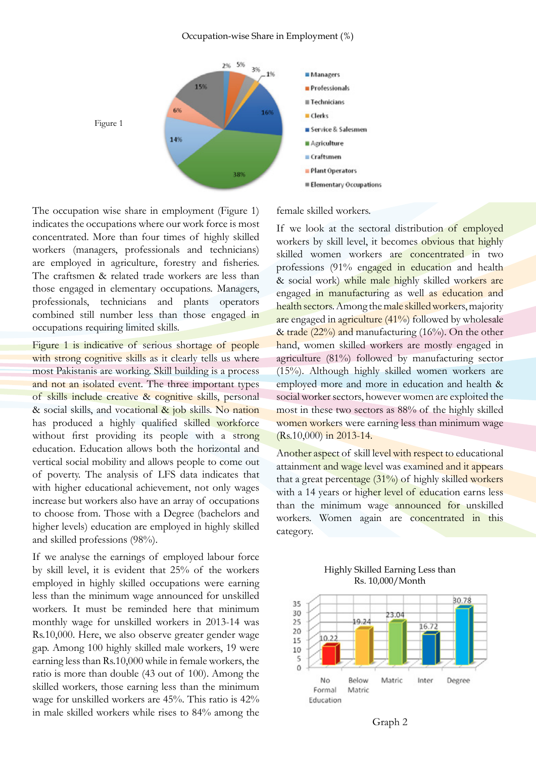Occupation-wise Share in Employment (%)

Figure 1

| Occupation | Share (%) |
|---|---|
| Managers | 2% |
| Professionals | 5% |
| Technicians | 3% |
| Clerks | 1% |
| Service & Salesmen | 16% |
| Agriculture | 38% |
| Craftsmen | 14% |
| Plant Operators | 6% |
| Elementary Occupations | 15% |

The occupation wise share in employment (Figure 1) indicates the occupations where our work force is most concentrated. More than four times of highly skilled workers (managers, professionals and technicians) are employed in agriculture, forestry and fisheries. The craftsmen & related trade workers are less than those engaged in elementary occupations. Managers, professionals, technicians and plants operators combined still number less than those engaged in occupations requiring limited skills.

Figure 1 is indicative of serious shortage of people with strong cognitive skills as it clearly tells us where most Pakistanis are working. Skill building is a process and not an isolated event. The three important types of skills include creative & cognitive skills, personal & social skills, and vocational & job skills. No nation has produced a highly qualified skilled workforce without first providing its people with a strong education. Education allows both the horizontal and vertical social mobility and allows people to come out of poverty. The analysis of LFS data indicates that with higher educational achievement, not only wages increase but workers also have an array of occupations to choose from. Those with a Degree (bachelors and higher levels) education are employed in highly skilled and skilled professions (98%).

If we analyse the earnings of employed labour force by skill level, it is evident that 25% of the workers employed in highly skilled occupations were earning less than the minimum wage announced for unskilled workers. It must be reminded here that minimum monthly wage for unskilled workers in 2013-14 was Rs.10,000. Here, we also observe greater gender wage gap. Among 100 highly skilled male workers, 19 were earning less than Rs.10,000 while in female workers, the ratio is more than double (43 out of 100). Among the skilled workers, those earning less than the minimum wage for unskilled workers are 45%. This ratio is 42% in male skilled workers while rises to 84% among the female skilled workers.

If we look at the sectoral distribution of employed workers by skill level, it becomes obvious that highly skilled women workers are concentrated in two professions (91% engaged in education and health & social work) while male highly skilled workers are engaged in manufacturing as well as education and health sectors. Among the male skilled workers, majority are engaged in agriculture (41%) followed by wholesale & trade (22%) and manufacturing (16%). On the other hand, women skilled workers are mostly engaged in agriculture (81%) followed by manufacturing sector (15%). Although highly skilled women workers are employed more and more in education and health & social worker sectors, however women are exploited the most in these two sectors as 88% of the highly skilled women workers were earning less than minimum wage (Rs.10,000) in 2013-14.

Another aspect of skill level with respect to educational attainment and wage level was examined and it appears that a great percentage (31%) of highly skilled workers with a 14 years or higher level of education earns less than the minimum wage announced for unskilled workers. Women again are concentrated in this category.

Highly Skilled Earning Less than Rs. 10,000/Month

| Education | % |
|---|---|
| No Formal Education | 10.22 |
| Below Matric | 19.24 |
| Matric | 23.04 |
| Inter | 16.72 |
| Degree | 30.78 |

Graph 2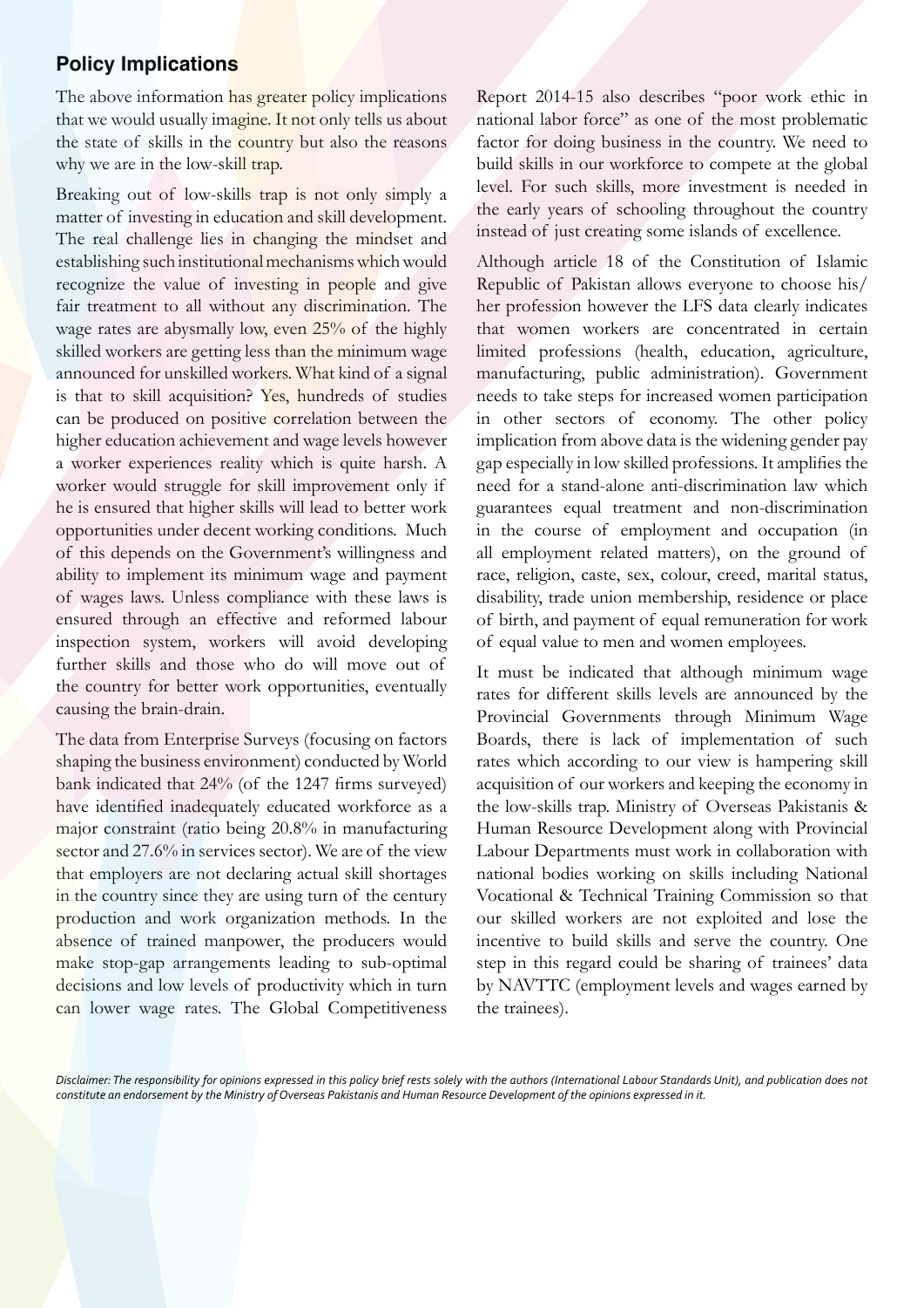## Policy Implications

The above information has greater policy implications that we would usually imagine. It not only tells us about the state of skills in the country but also the reasons why we are in the low-skill trap.

Breaking out of low-skills trap is not only simply a matter of investing in education and skill development. The real challenge lies in changing the mindset and establishing such institutional mechanisms which would recognize the value of investing in people and give fair treatment to all without any discrimination. The wage rates are abysmally low, even 25% of the highly skilled workers are getting less than the minimum wage announced for unskilled workers. What kind of a signal is that to skill acquisition? Yes, hundreds of studies can be produced on positive correlation between the higher education achievement and wage levels however a worker experiences reality which is quite harsh. A worker would struggle for skill improvement only if he is ensured that higher skills will lead to better work opportunities under decent working conditions. Much of this depends on the Government's willingness and ability to implement its minimum wage and payment of wages laws. Unless compliance with these laws is ensured through an effective and reformed labour inspection system, workers will avoid developing further skills and those who do will move out of the country for better work opportunities, eventually causing the brain-drain.

The data from Enterprise Surveys (focusing on factors shaping the business environment) conducted by World bank indicated that 24% (of the 1247 firms surveyed) have identified inadequately educated workforce as a major constraint (ratio being 20.8% in manufacturing sector and 27.6% in services sector). We are of the view that employers are not declaring actual skill shortages in the country since they are using turn of the century production and work organization methods. In the absence of trained manpower, the producers would make stop-gap arrangements leading to sub-optimal decisions and low levels of productivity which in turn can lower wage rates. The Global Competitiveness Report 2014-15 also describes "poor work ethic in national labor force" as one of the most problematic factor for doing business in the country. We need to build skills in our workforce to compete at the global level. For such skills, more investment is needed in the early years of schooling throughout the country instead of just creating some islands of excellence.

Although article 18 of the Constitution of Islamic Republic of Pakistan allows everyone to choose his/her profession however the LFS data clearly indicates that women workers are concentrated in certain limited professions (health, education, agriculture, manufacturing, public administration). Government needs to take steps for increased women participation in other sectors of economy. The other policy implication from above data is the widening gender pay gap especially in low skilled professions. It amplifies the need for a stand-alone anti-discrimination law which guarantees equal treatment and non-discrimination in the course of employment and occupation (in all employment related matters), on the ground of race, religion, caste, sex, colour, creed, marital status, disability, trade union membership, residence or place of birth, and payment of equal remuneration for work of equal value to men and women employees.

It must be indicated that although minimum wage rates for different skills levels are announced by the Provincial Governments through Minimum Wage Boards, there is lack of implementation of such rates which according to our view is hampering skill acquisition of our workers and keeping the economy in the low-skills trap. Ministry of Overseas Pakistanis & Human Resource Development along with Provincial Labour Departments must work in collaboration with national bodies working on skills including National Vocational & Technical Training Commission so that our skilled workers are not exploited and lose the incentive to build skills and serve the country. One step in this regard could be sharing of trainees' data by NAVTTC (employment levels and wages earned by the trainees).

*Disclaimer: The responsibility for opinions expressed in this policy brief rests solely with the authors (International Labour Standards Unit), and publication does not constitute an endorsement by the Ministry of Overseas Pakistanis and Human Resource Development of the opinions expressed in it.*